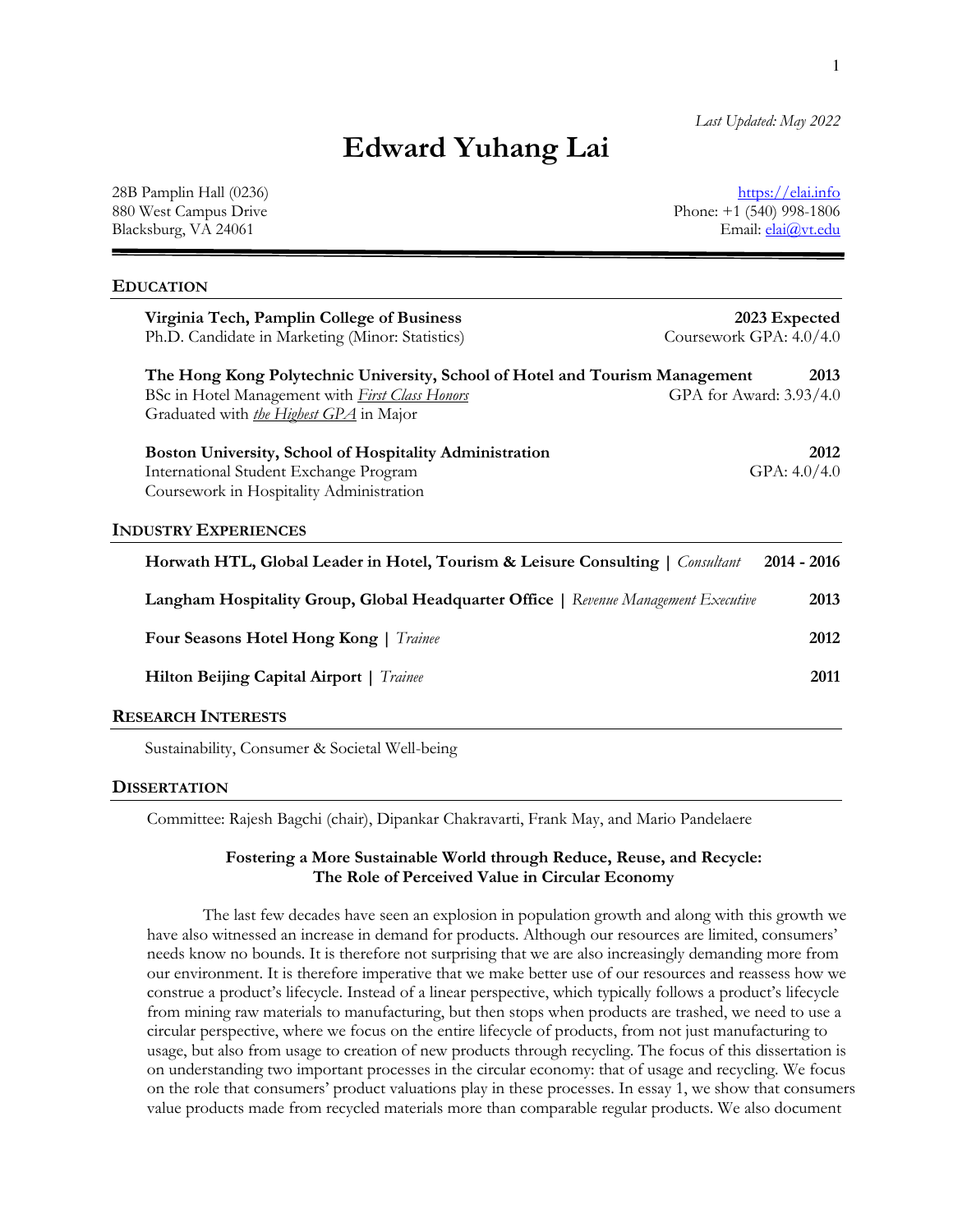*Last Updated: May 2022*

# Edward Yuhang Lai

28B Pamplin Hall (0236)
880 West Campus Drive
Blacksburg, VA 24061

https://elai.info
Phone: +1 (540) 998-1806
Email: elai@vt.edu

## EDUCATION

**Virginia Tech, Pamplin College of Business** — **2023 Expected**
Ph.D. Candidate in Marketing (Minor: Statistics) — Coursework GPA: 4.0/4.0

**The Hong Kong Polytechnic University, School of Hotel and Tourism Management** — **2013**
BSc in Hotel Management with *First Class Honors* — GPA for Award: 3.93/4.0
Graduated with *the Highest GPA* in Major

**Boston University, School of Hospitality Administration** — **2012**
International Student Exchange Program — GPA: 4.0/4.0
Coursework in Hospitality Administration

## INDUSTRY EXPERIENCES

**Horwath HTL, Global Leader in Hotel, Tourism & Leisure Consulting** | *Consultant* — **2014 - 2016**

**Langham Hospitality Group, Global Headquarter Office** | *Revenue Management Executive* — **2013**

**Four Seasons Hotel Hong Kong** | *Trainee* — **2012**

**Hilton Beijing Capital Airport** | *Trainee* — **2011**

## RESEARCH INTERESTS

Sustainability, Consumer & Societal Well-being

## DISSERTATION

Committee: Rajesh Bagchi (chair), Dipankar Chakravarti, Frank May, and Mario Pandelaere

**Fostering a More Sustainable World through Reduce, Reuse, and Recycle:
The Role of Perceived Value in Circular Economy**

The last few decades have seen an explosion in population growth and along with this growth we have also witnessed an increase in demand for products. Although our resources are limited, consumers' needs know no bounds. It is therefore not surprising that we are also increasingly demanding more from our environment. It is therefore imperative that we make better use of our resources and reassess how we construe a product's lifecycle. Instead of a linear perspective, which typically follows a product's lifecycle from mining raw materials to manufacturing, but then stops when products are trashed, we need to use a circular perspective, where we focus on the entire lifecycle of products, from not just manufacturing to usage, but also from usage to creation of new products through recycling. The focus of this dissertation is on understanding two important processes in the circular economy: that of usage and recycling. We focus on the role that consumers' product valuations play in these processes. In essay 1, we show that consumers value products made from recycled materials more than comparable regular products. We also document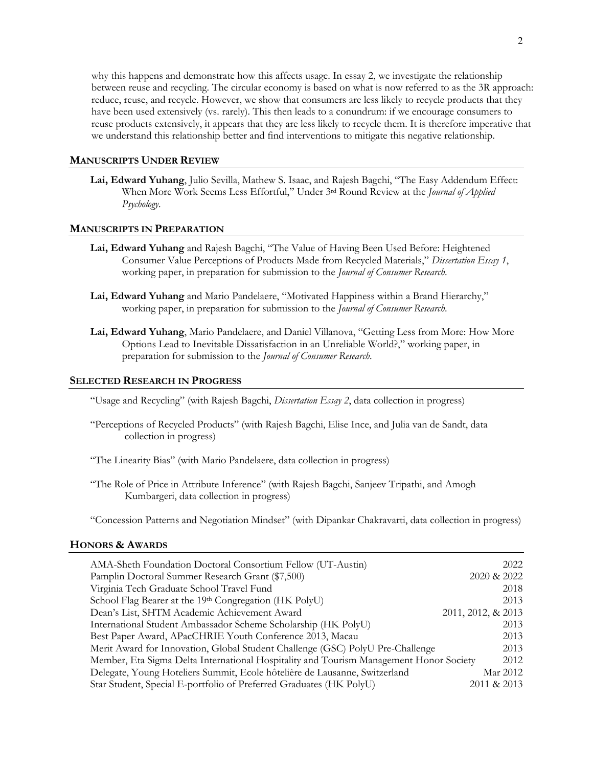why this happens and demonstrate how this affects usage. In essay 2, we investigate the relationship between reuse and recycling. The circular economy is based on what is now referred to as the 3R approach: reduce, reuse, and recycle. However, we show that consumers are less likely to recycle products that they have been used extensively (vs. rarely). This then leads to a conundrum: if we encourage consumers to reuse products extensively, it appears that they are less likely to recycle them. It is therefore imperative that we understand this relationship better and find interventions to mitigate this negative relationship.

## MANUSCRIPTS UNDER REVIEW

**Lai, Edward Yuhang**, Julio Sevilla, Mathew S. Isaac, and Rajesh Bagchi, "The Easy Addendum Effect: When More Work Seems Less Effortful," Under 3rd Round Review at the *Journal of Applied Psychology*.

## MANUSCRIPTS IN PREPARATION

**Lai, Edward Yuhang** and Rajesh Bagchi, "The Value of Having Been Used Before: Heightened Consumer Value Perceptions of Products Made from Recycled Materials," *Dissertation Essay 1*, working paper, in preparation for submission to the *Journal of Consumer Research*.

**Lai, Edward Yuhang** and Mario Pandelaere, "Motivated Happiness within a Brand Hierarchy," working paper, in preparation for submission to the *Journal of Consumer Research*.

**Lai, Edward Yuhang**, Mario Pandelaere, and Daniel Villanova, "Getting Less from More: How More Options Lead to Inevitable Dissatisfaction in an Unreliable World?," working paper, in preparation for submission to the *Journal of Consumer Research*.

## SELECTED RESEARCH IN PROGRESS

"Usage and Recycling" (with Rajesh Bagchi, *Dissertation Essay 2*, data collection in progress)

"Perceptions of Recycled Products" (with Rajesh Bagchi, Elise Ince, and Julia van de Sandt, data collection in progress)

"The Linearity Bias" (with Mario Pandelaere, data collection in progress)

"The Role of Price in Attribute Inference" (with Rajesh Bagchi, Sanjeev Tripathi, and Amogh Kumbargeri, data collection in progress)

"Concession Patterns and Negotiation Mindset" (with Dipankar Chakravarti, data collection in progress)

## HONORS & AWARDS

| | |
|---|---|
| AMA-Sheth Foundation Doctoral Consortium Fellow (UT-Austin) | 2022 |
| Pamplin Doctoral Summer Research Grant ($7,500) | 2020 & 2022 |
| Virginia Tech Graduate School Travel Fund | 2018 |
| School Flag Bearer at the 19th Congregation (HK PolyU) | 2013 |
| Dean's List, SHTM Academic Achievement Award | 2011, 2012, & 2013 |
| International Student Ambassador Scheme Scholarship (HK PolyU) | 2013 |
| Best Paper Award, APacCHRIE Youth Conference 2013, Macau | 2013 |
| Merit Award for Innovation, Global Student Challenge (GSC) PolyU Pre-Challenge | 2013 |
| Member, Eta Sigma Delta International Hospitality and Tourism Management Honor Society | 2012 |
| Delegate, Young Hoteliers Summit, Ecole hôtelière de Lausanne, Switzerland | Mar 2012 |
| Star Student, Special E-portfolio of Preferred Graduates (HK PolyU) | 2011 & 2013 |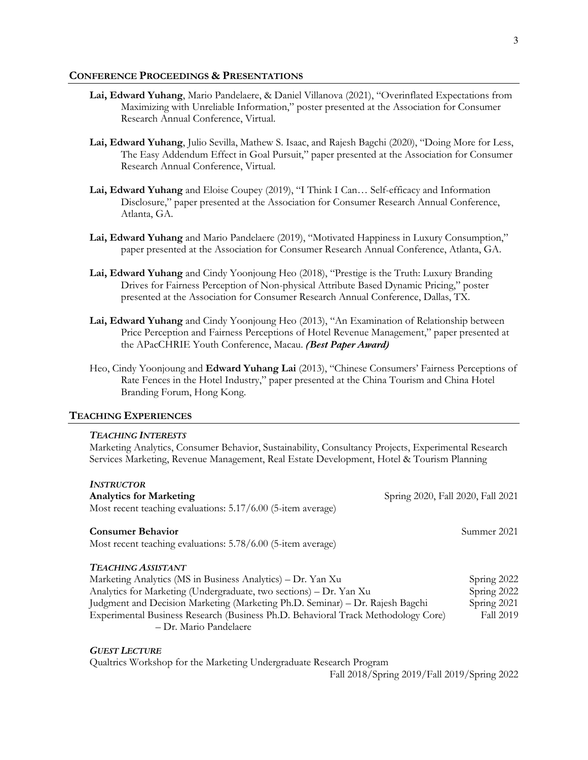## CONFERENCE PROCEEDINGS & PRESENTATIONS

**Lai, Edward Yuhang**, Mario Pandelaere, & Daniel Villanova (2021), "Overinflated Expectations from Maximizing with Unreliable Information," poster presented at the Association for Consumer Research Annual Conference, Virtual.

**Lai, Edward Yuhang**, Julio Sevilla, Mathew S. Isaac, and Rajesh Bagchi (2020), "Doing More for Less, The Easy Addendum Effect in Goal Pursuit," paper presented at the Association for Consumer Research Annual Conference, Virtual.

**Lai, Edward Yuhang** and Eloise Coupey (2019), "I Think I Can… Self-efficacy and Information Disclosure," paper presented at the Association for Consumer Research Annual Conference, Atlanta, GA.

**Lai, Edward Yuhang** and Mario Pandelaere (2019), "Motivated Happiness in Luxury Consumption," paper presented at the Association for Consumer Research Annual Conference, Atlanta, GA.

**Lai, Edward Yuhang** and Cindy Yoonjoung Heo (2018), "Prestige is the Truth: Luxury Branding Drives for Fairness Perception of Non-physical Attribute Based Dynamic Pricing," poster presented at the Association for Consumer Research Annual Conference, Dallas, TX.

**Lai, Edward Yuhang** and Cindy Yoonjoung Heo (2013), "An Examination of Relationship between Price Perception and Fairness Perceptions of Hotel Revenue Management," paper presented at the APacCHRIE Youth Conference, Macau. ***(Best Paper Award)***

Heo, Cindy Yoonjoung and **Edward Yuhang Lai** (2013), "Chinese Consumers' Fairness Perceptions of Rate Fences in the Hotel Industry," paper presented at the China Tourism and China Hotel Branding Forum, Hong Kong.

## TEACHING EXPERIENCES

***TEACHING INTERESTS***

Marketing Analytics, Consumer Behavior, Sustainability, Consultancy Projects, Experimental Research Services Marketing, Revenue Management, Real Estate Development, Hotel & Tourism Planning

***INSTRUCTOR***

**Analytics for Marketing** — Spring 2020, Fall 2020, Fall 2021
Most recent teaching evaluations: 5.17/6.00 (5-item average)

**Consumer Behavior** — Summer 2021
Most recent teaching evaluations: 5.78/6.00 (5-item average)

***TEACHING ASSISTANT***

Marketing Analytics (MS in Business Analytics) – Dr. Yan Xu — Spring 2022
Analytics for Marketing (Undergraduate, two sections) – Dr. Yan Xu — Spring 2022
Judgment and Decision Marketing (Marketing Ph.D. Seminar) – Dr. Rajesh Bagchi — Spring 2021
Experimental Business Research (Business Ph.D. Behavioral Track Methodology Core) – Dr. Mario Pandelaere — Fall 2019

***GUEST LECTURE***

Qualtrics Workshop for the Marketing Undergraduate Research Program — Fall 2018/Spring 2019/Fall 2019/Spring 2022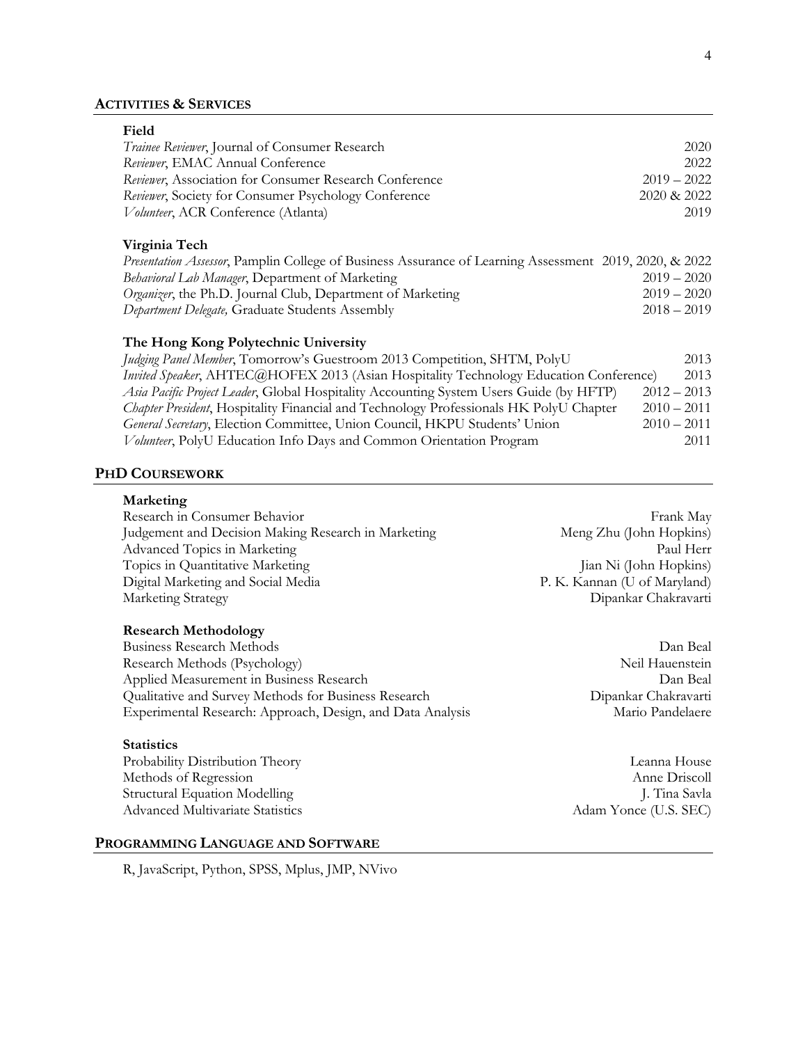## ACTIVITIES & SERVICES

### Field

*Trainee Reviewer*, Journal of Consumer Research — 2020
*Reviewer*, EMAC Annual Conference — 2022
*Reviewer*, Association for Consumer Research Conference — 2019 – 2022
*Reviewer*, Society for Consumer Psychology Conference — 2020 & 2022
*Volunteer*, ACR Conference (Atlanta) — 2019

### Virginia Tech

*Presentation Assessor*, Pamplin College of Business Assurance of Learning Assessment — 2019, 2020, & 2022
*Behavioral Lab Manager*, Department of Marketing — 2019 – 2020
*Organizer*, the Ph.D. Journal Club, Department of Marketing — 2019 – 2020
*Department Delegate,* Graduate Students Assembly — 2018 – 2019

### The Hong Kong Polytechnic University

*Judging Panel Member*, Tomorrow's Guestroom 2013 Competition, SHTM, PolyU — 2013
*Invited Speaker*, AHTEC@HOFEX 2013 (Asian Hospitality Technology Education Conference) — 2013
*Asia Pacific Project Leader*, Global Hospitality Accounting System Users Guide (by HFTP) — 2012 – 2013
*Chapter President*, Hospitality Financial and Technology Professionals HK PolyU Chapter — 2010 – 2011
*General Secretary*, Election Committee, Union Council, HKPU Students' Union — 2010 – 2011
*Volunteer*, PolyU Education Info Days and Common Orientation Program — 2011

## PHD COURSEWORK

### Marketing

Research in Consumer Behavior — Frank May
Judgement and Decision Making Research in Marketing — Meng Zhu (John Hopkins)
Advanced Topics in Marketing — Paul Herr
Topics in Quantitative Marketing — Jian Ni (John Hopkins)
Digital Marketing and Social Media — P. K. Kannan (U of Maryland)
Marketing Strategy — Dipankar Chakravarti

### Research Methodology

Business Research Methods — Dan Beal
Research Methods (Psychology) — Neil Hauenstein
Applied Measurement in Business Research — Dan Beal
Qualitative and Survey Methods for Business Research — Dipankar Chakravarti
Experimental Research: Approach, Design, and Data Analysis — Mario Pandelaere

### Statistics

Probability Distribution Theory — Leanna House
Methods of Regression — Anne Driscoll
Structural Equation Modelling — J. Tina Savla
Advanced Multivariate Statistics — Adam Yonce (U.S. SEC)

## PROGRAMMING LANGUAGE AND SOFTWARE

R, JavaScript, Python, SPSS, Mplus, JMP, NVivo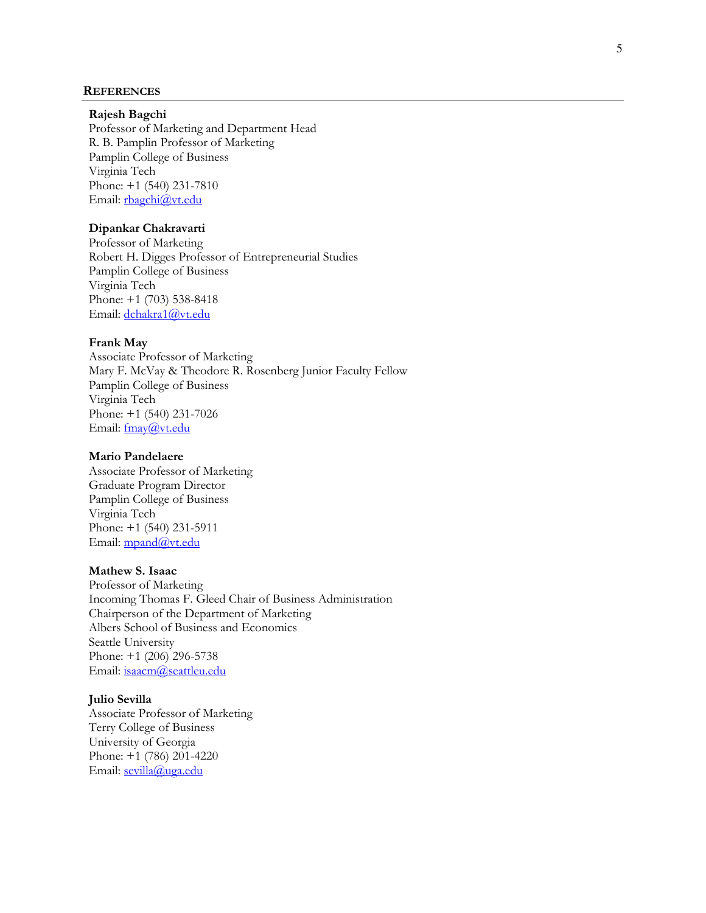## REFERENCES

**Rajesh Bagchi**
Professor of Marketing and Department Head
R. B. Pamplin Professor of Marketing
Pamplin College of Business
Virginia Tech
Phone: +1 (540) 231-7810
Email: rbagchi@vt.edu

**Dipankar Chakravarti**
Professor of Marketing
Robert H. Digges Professor of Entrepreneurial Studies
Pamplin College of Business
Virginia Tech
Phone: +1 (703) 538-8418
Email: dchakra1@vt.edu

**Frank May**
Associate Professor of Marketing
Mary F. McVay & Theodore R. Rosenberg Junior Faculty Fellow
Pamplin College of Business
Virginia Tech
Phone: +1 (540) 231-7026
Email: fmay@vt.edu

**Mario Pandelaere**
Associate Professor of Marketing
Graduate Program Director
Pamplin College of Business
Virginia Tech
Phone: +1 (540) 231-5911
Email: mpand@vt.edu

**Mathew S. Isaac**
Professor of Marketing
Incoming Thomas F. Gleed Chair of Business Administration
Chairperson of the Department of Marketing
Albers School of Business and Economics
Seattle University
Phone: +1 (206) 296-5738
Email: isaacm@seattleu.edu

**Julio Sevilla**
Associate Professor of Marketing
Terry College of Business
University of Georgia
Phone: +1 (786) 201-4220
Email: sevilla@uga.edu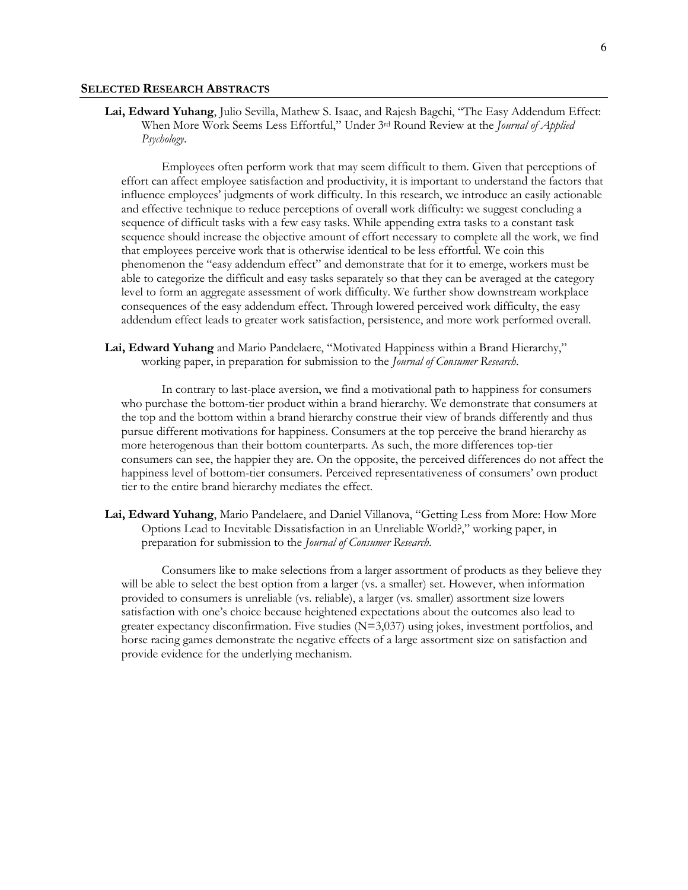## SELECTED RESEARCH ABSTRACTS

**Lai, Edward Yuhang**, Julio Sevilla, Mathew S. Isaac, and Rajesh Bagchi, "The Easy Addendum Effect: When More Work Seems Less Effortful," Under 3rd Round Review at the *Journal of Applied Psychology*.

Employees often perform work that may seem difficult to them. Given that perceptions of effort can affect employee satisfaction and productivity, it is important to understand the factors that influence employees' judgments of work difficulty. In this research, we introduce an easily actionable and effective technique to reduce perceptions of overall work difficulty: we suggest concluding a sequence of difficult tasks with a few easy tasks. While appending extra tasks to a constant task sequence should increase the objective amount of effort necessary to complete all the work, we find that employees perceive work that is otherwise identical to be less effortful. We coin this phenomenon the "easy addendum effect" and demonstrate that for it to emerge, workers must be able to categorize the difficult and easy tasks separately so that they can be averaged at the category level to form an aggregate assessment of work difficulty. We further show downstream workplace consequences of the easy addendum effect. Through lowered perceived work difficulty, the easy addendum effect leads to greater work satisfaction, persistence, and more work performed overall.

**Lai, Edward Yuhang** and Mario Pandelaere, "Motivated Happiness within a Brand Hierarchy," working paper, in preparation for submission to the *Journal of Consumer Research*.

In contrary to last-place aversion, we find a motivational path to happiness for consumers who purchase the bottom-tier product within a brand hierarchy. We demonstrate that consumers at the top and the bottom within a brand hierarchy construe their view of brands differently and thus pursue different motivations for happiness. Consumers at the top perceive the brand hierarchy as more heterogenous than their bottom counterparts. As such, the more differences top-tier consumers can see, the happier they are. On the opposite, the perceived differences do not affect the happiness level of bottom-tier consumers. Perceived representativeness of consumers' own product tier to the entire brand hierarchy mediates the effect.

**Lai, Edward Yuhang**, Mario Pandelaere, and Daniel Villanova, "Getting Less from More: How More Options Lead to Inevitable Dissatisfaction in an Unreliable World?," working paper, in preparation for submission to the *Journal of Consumer Research*.

Consumers like to make selections from a larger assortment of products as they believe they will be able to select the best option from a larger (vs. a smaller) set. However, when information provided to consumers is unreliable (vs. reliable), a larger (vs. smaller) assortment size lowers satisfaction with one's choice because heightened expectations about the outcomes also lead to greater expectancy disconfirmation. Five studies (N=3,037) using jokes, investment portfolios, and horse racing games demonstrate the negative effects of a large assortment size on satisfaction and provide evidence for the underlying mechanism.